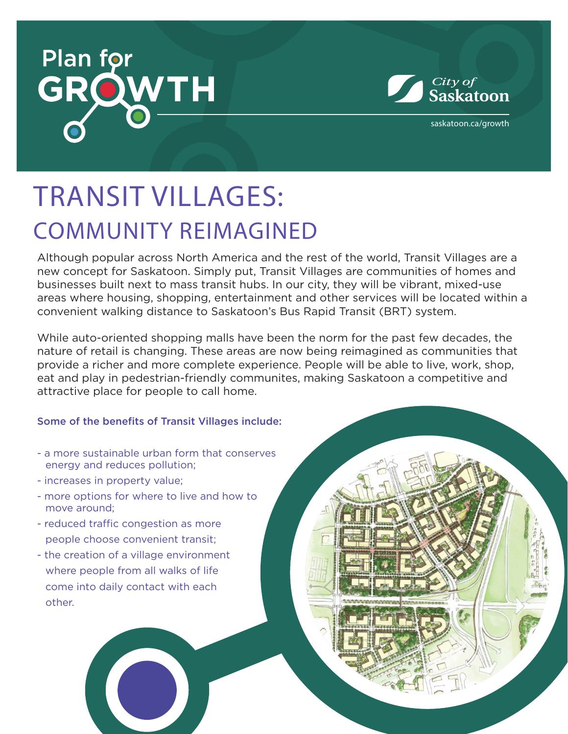Plan for GROWTH

City of Saskatoon

saskatoon.ca/growth

# TRANSIT VILLAGES:
## COMMUNITY REIMAGINED

Although popular across North America and the rest of the world, Transit Villages are a new concept for Saskatoon. Simply put, Transit Villages are communities of homes and businesses built next to mass transit hubs. In our city, they will be vibrant, mixed-use areas where housing, shopping, entertainment and other services will be located within a convenient walking distance to Saskatoon's Bus Rapid Transit (BRT) system.

While auto-oriented shopping malls have been the norm for the past few decades, the nature of retail is changing. These areas are now being reimagined as communities that provide a richer and more complete experience. People will be able to live, work, shop, eat and play in pedestrian-friendly communites, making Saskatoon a competitive and attractive place for people to call home.

**Some of the benefits of Transit Villages include:**

- a more sustainable urban form that conserves energy and reduces pollution;
- increases in property value;
- more options for where to live and how to move around;
- reduced traffic congestion as more people choose convenient transit;
- the creation of a village environment where people from all walks of life come into daily contact with each other.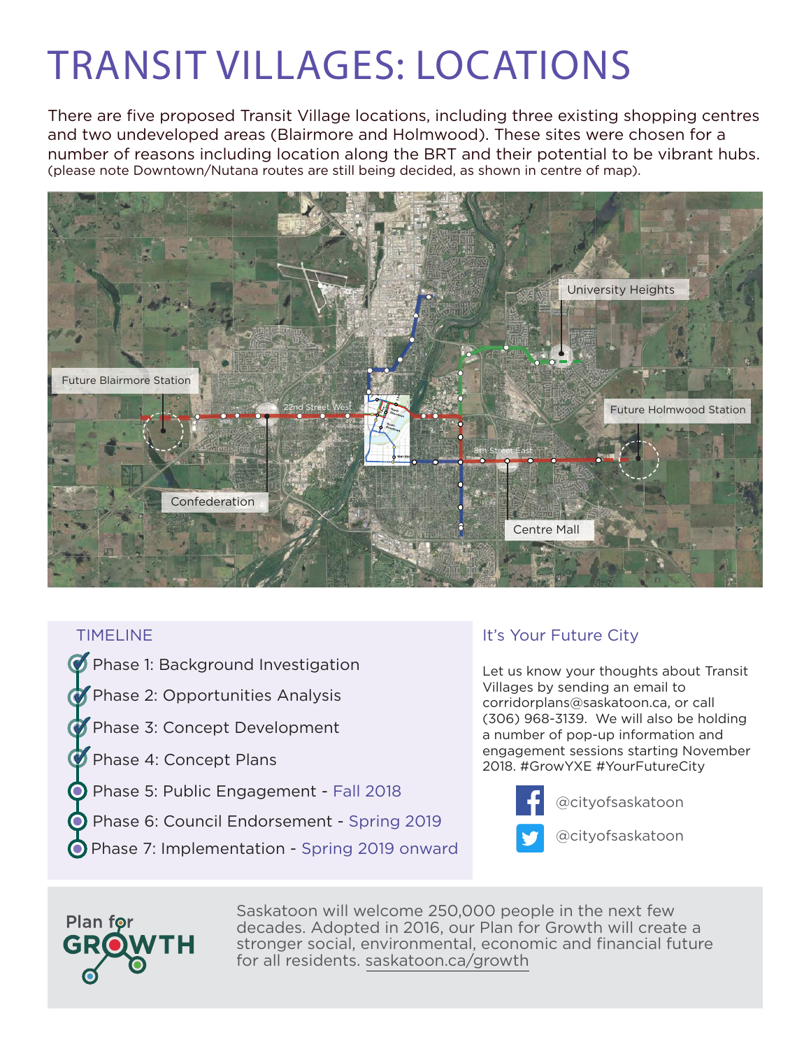# TRANSIT VILLAGES: LOCATIONS

There are five proposed Transit Village locations, including three existing shopping centres and two undeveloped areas (Blairmore and Holmwood). These sites were chosen for a number of reasons including location along the BRT and their potential to be vibrant hubs. (please note Downtown/Nutana routes are still being decided, as shown in centre of map).

University Heights

Future Blairmore Station

22nd Street West

Future Holmwood Station

8th Street East

Confederation

Centre Mall

## TIMELINE

- Phase 1: Background Investigation
- Phase 2: Opportunities Analysis
- Phase 3: Concept Development
- Phase 4: Concept Plans
- Phase 5: Public Engagement - Fall 2018
- Phase 6: Council Endorsement - Spring 2019
- Phase 7: Implementation - Spring 2019 onward

## It's Your Future City

Let us know your thoughts about Transit Villages by sending an email to corridorplans@saskatoon.ca, or call (306) 968-3139. We will also be holding a number of pop-up information and engagement sessions starting November 2018. #GrowYXE #YourFutureCity

@cityofsaskatoon

@cityofsaskatoon

Plan for GROWTH

Saskatoon will welcome 250,000 people in the next few decades. Adopted in 2016, our Plan for Growth will create a stronger social, environmental, economic and financial future for all residents. saskatoon.ca/growth